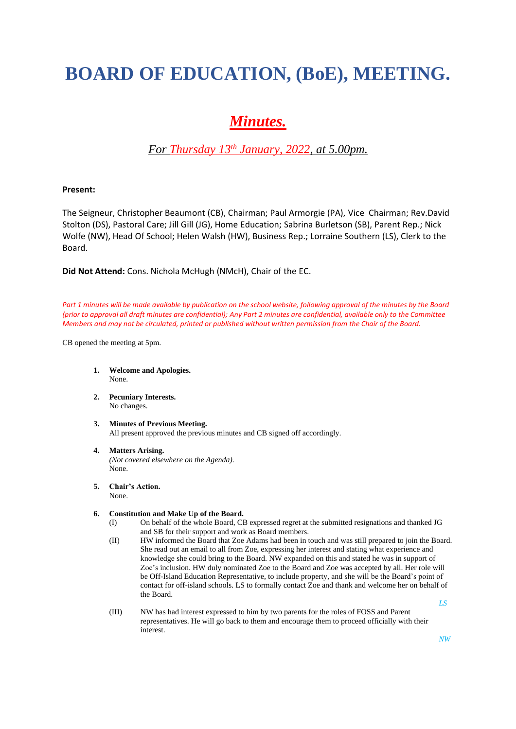# BOARD OF EDUCATION, (BoE), MEETING.

## *Minutes.*

### *For Thursday 13th January, 2022, at 5.00pm.*

**Present:**

The Seigneur, Christopher Beaumont (CB), Chairman; Paul Armorgie (PA), Vice Chairman; Rev.David Stolton (DS), Pastoral Care; Jill Gill (JG), Home Education; Sabrina Burletson (SB), Parent Rep.; Nick Wolfe (NW), Head Of School; Helen Walsh (HW), Business Rep.; Lorraine Southern (LS), Clerk to the Board.

**Did Not Attend:** Cons. Nichola McHugh (NMcH), Chair of the EC.

*Part 1 minutes will be made available by publication on the school website, following approval of the minutes by the Board (prior to approval all draft minutes are confidential); Any Part 2 minutes are confidential, available only to the Committee Members and may not be circulated, printed or published without written permission from the Chair of the Board.*

CB opened the meeting at 5pm.

1. **Welcome and Apologies.**
   None.

2. **Pecuniary Interests.**
   No changes.

3. **Minutes of Previous Meeting.**
   All present approved the previous minutes and CB signed off accordingly.

4. **Matters Arising.**
   *(Not covered elsewhere on the Agenda).*
   None.

5. **Chair's Action.**
   None.

6. **Constitution and Make Up of the Board.**
   - (I) On behalf of the whole Board, CB expressed regret at the submitted resignations and thanked JG and SB for their support and work as Board members.
   - (II) HW informed the Board that Zoe Adams had been in touch and was still prepared to join the Board. She read out an email to all from Zoe, expressing her interest and stating what experience and knowledge she could bring to the Board. NW expanded on this and stated he was in support of Zoe's inclusion. HW duly nominated Zoe to the Board and Zoe was accepted by all. Her role will be Off-Island Education Representative, to include property, and she will be the Board's point of contact for off-island schools. LS to formally contact Zoe and thank and welcome her on behalf of the Board.

     *LS*

   - (III) NW has had interest expressed to him by two parents for the roles of FOSS and Parent representatives. He will go back to them and encourage them to proceed officially with their interest.

     *NW*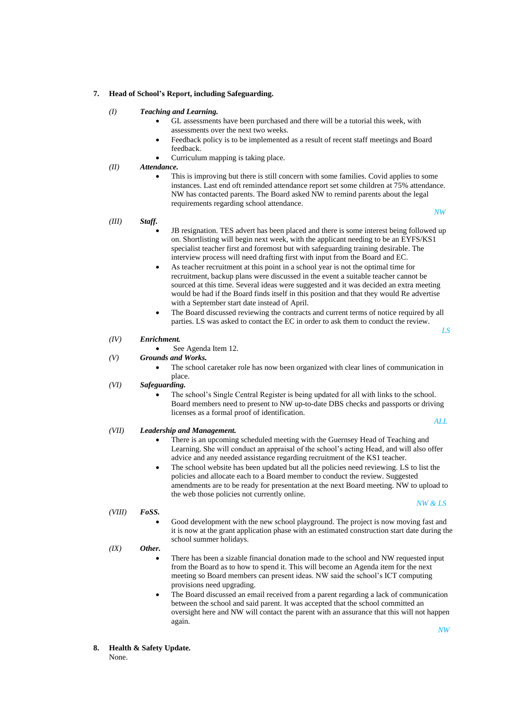**7. Head of School's Report, including Safeguarding.**

*(I)* ***Teaching and Learning.***

- GL assessments have been purchased and there will be a tutorial this week, with assessments over the next two weeks.
- Feedback policy is to be implemented as a result of recent staff meetings and Board feedback.
- Curriculum mapping is taking place.

*(II)* ***Attendance.***

- This is improving but there is still concern with some families. Covid applies to some instances. Last end oft reminded attendance report set some children at 75% attendance. NW has contacted parents. The Board asked NW to remind parents about the legal requirements regarding school attendance.

*NW*

*(III)* ***Staff.***

- JB resignation. TES advert has been placed and there is some interest being followed up on. Shortlisting will begin next week, with the applicant needing to be an EYFS/KS1 specialist teacher first and foremost but with safeguarding training desirable. The interview process will need drafting first with input from the Board and EC.
- As teacher recruitment at this point in a school year is not the optimal time for recruitment, backup plans were discussed in the event a suitable teacher cannot be sourced at this time. Several ideas were suggested and it was decided an extra meeting would be had if the Board finds itself in this position and that they would Re advertise with a September start date instead of April.
- The Board discussed reviewing the contracts and current terms of notice required by all parties. LS was asked to contact the EC in order to ask them to conduct the review.

*LS*

*(IV)* ***Enrichment.***

- See Agenda Item 12.

*(V)* ***Grounds and Works.***

- The school caretaker role has now been organized with clear lines of communication in place.

*(VI)* ***Safeguarding.***

- The school's Single Central Register is being updated for all with links to the school. Board members need to present to NW up-to-date DBS checks and passports or driving licenses as a formal proof of identification.

*ALL*

*(VII)* ***Leadership and Management.***

- There is an upcoming scheduled meeting with the Guernsey Head of Teaching and Learning. She will conduct an appraisal of the school's acting Head, and will also offer advice and any needed assistance regarding recruitment of the KS1 teacher.
- The school website has been updated but all the policies need reviewing. LS to list the policies and allocate each to a Board member to conduct the review. Suggested amendments are to be ready for presentation at the next Board meeting. NW to upload to the web those policies not currently online.

*NW & LS*

*(VIII)* ***FoSS.***

- Good development with the new school playground. The project is now moving fast and it is now at the grant application phase with an estimated construction start date during the school summer holidays.

*(IX)* ***Other.***

- There has been a sizable financial donation made to the school and NW requested input from the Board as to how to spend it. This will become an Agenda item for the next meeting so Board members can present ideas. NW said the school's ICT computing provisions need upgrading.
- The Board discussed an email received from a parent regarding a lack of communication between the school and said parent. It was accepted that the school committed an oversight here and NW will contact the parent with an assurance that this will not happen again.

*NW*

**8. Health & Safety Update.**

None.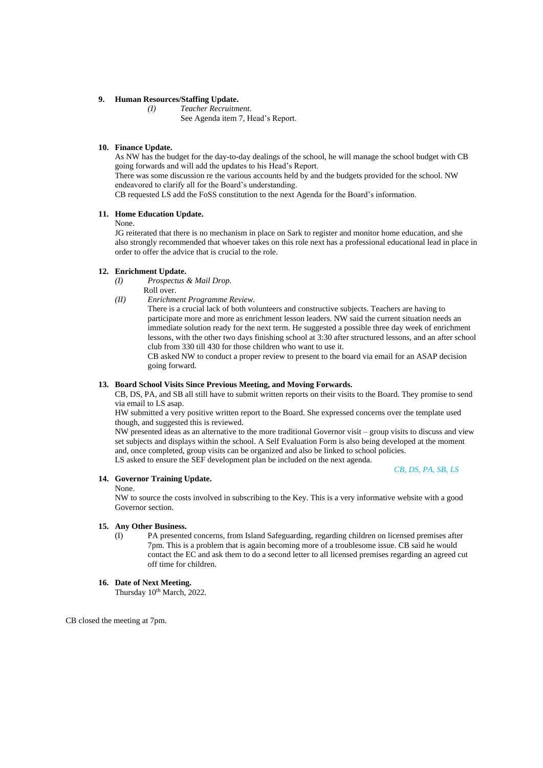**9. Human Resources/Staffing Update.**

*(I)* *Teacher Recruitment.*
See Agenda item 7, Head's Report.

**10. Finance Update.**

As NW has the budget for the day-to-day dealings of the school, he will manage the school budget with CB going forwards and will add the updates to his Head's Report.
There was some discussion re the various accounts held by and the budgets provided for the school. NW endeavored to clarify all for the Board's understanding.
CB requested LS add the FoSS constitution to the next Agenda for the Board's information.

**11. Home Education Update.**

None.
JG reiterated that there is no mechanism in place on Sark to register and monitor home education, and she also strongly recommended that whoever takes on this role next has a professional educational lead in place in order to offer the advice that is crucial to the role.

**12. Enrichment Update.**

*(I)* *Prospectus & Mail Drop.*
Roll over.

*(II)* *Enrichment Programme Review.*
There is a crucial lack of both volunteers and constructive subjects. Teachers are having to participate more and more as enrichment lesson leaders. NW said the current situation needs an immediate solution ready for the next term. He suggested a possible three day week of enrichment lessons, with the other two days finishing school at 3:30 after structured lessons, and an after school club from 330 till 430 for those children who want to use it.
CB asked NW to conduct a proper review to present to the board via email for an ASAP decision going forward.

**13. Board School Visits Since Previous Meeting, and Moving Forwards.**

CB, DS, PA, and SB all still have to submit written reports on their visits to the Board. They promise to send via email to LS asap.
HW submitted a very positive written report to the Board. She expressed concerns over the template used though, and suggested this is reviewed.
NW presented ideas as an alternative to the more traditional Governor visit – group visits to discuss and view set subjects and displays within the school. A Self Evaluation Form is also being developed at the moment and, once completed, group visits can be organized and also be linked to school policies.
LS asked to ensure the SEF development plan be included on the next agenda.

*CB, DS, PA, SB, LS*

**14. Governor Training Update.**

None.
NW to source the costs involved in subscribing to the Key. This is a very informative website with a good Governor section.

**15. Any Other Business.**

(I) PA presented concerns, from Island Safeguarding, regarding children on licensed premises after 7pm. This is a problem that is again becoming more of a troublesome issue. CB said he would contact the EC and ask them to do a second letter to all licensed premises regarding an agreed cut off time for children.

**16. Date of Next Meeting.**

Thursday 10th March, 2022.

CB closed the meeting at 7pm.